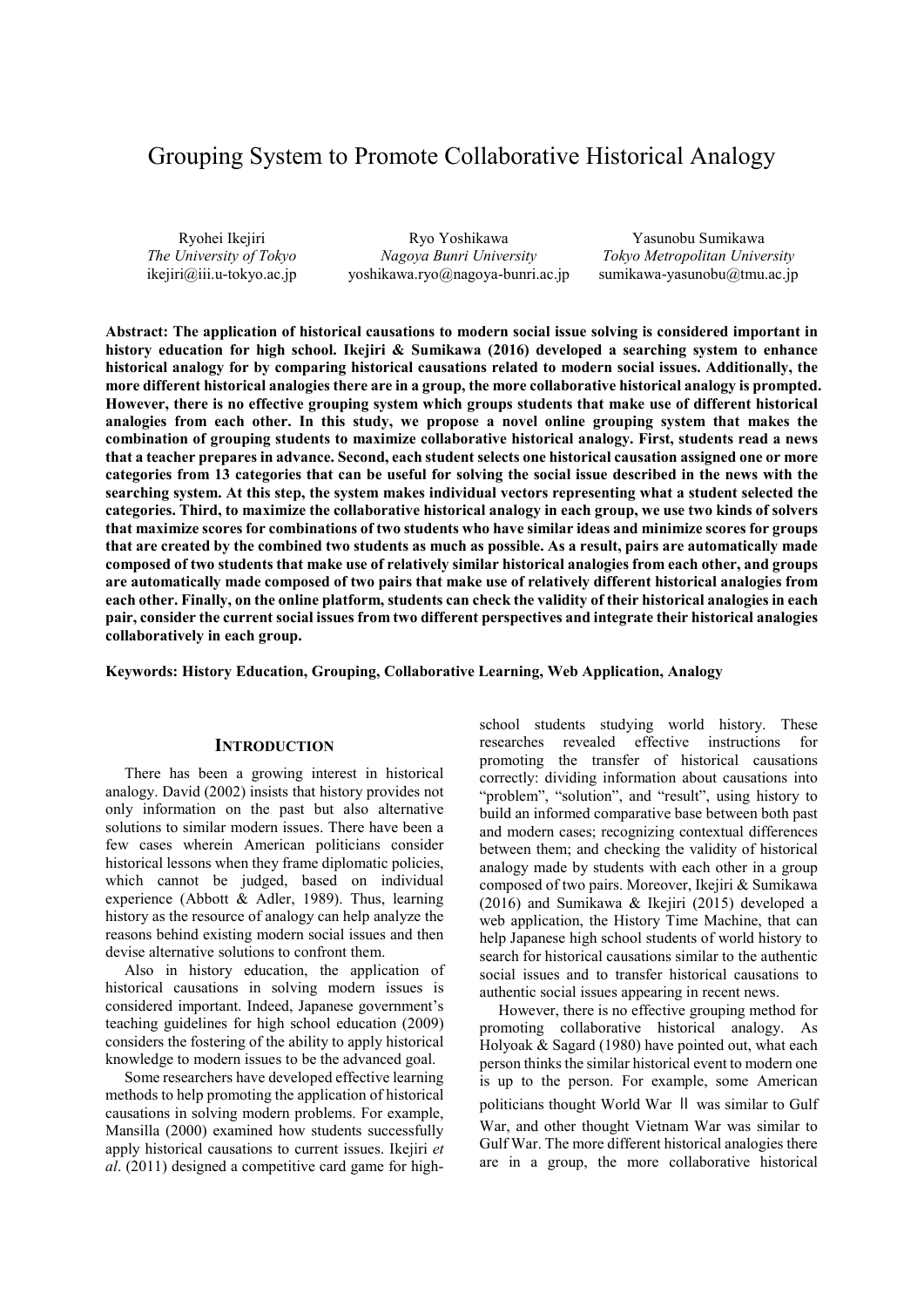# Grouping System to Promote Collaborative Historical Analogy

Ryohei Ikejiri
*The University of Tokyo*
ikejiri@iii.u-tokyo.ac.jp

Ryo Yoshikawa
*Nagoya Bunri University*
yoshikawa.ryo@nagoya-bunri.ac.jp

Yasunobu Sumikawa
*Tokyo Metropolitan University*
sumikawa-yasunobu@tmu.ac.jp

**Abstract: The application of historical causations to modern social issue solving is considered important in history education for high school. Ikejiri & Sumikawa (2016) developed a searching system to enhance historical analogy for by comparing historical causations related to modern social issues. Additionally, the more different historical analogies there are in a group, the more collaborative historical analogy is prompted. However, there is no effective grouping system which groups students that make use of different historical analogies from each other. In this study, we propose a novel online grouping system that makes the combination of grouping students to maximize collaborative historical analogy. First, students read a news that a teacher prepares in advance. Second, each student selects one historical causation assigned one or more categories from 13 categories that can be useful for solving the social issue described in the news with the searching system. At this step, the system makes individual vectors representing what a student selected the categories. Third, to maximize the collaborative historical analogy in each group, we use two kinds of solvers that maximize scores for combinations of two students who have similar ideas and minimize scores for groups that are created by the combined two students as much as possible. As a result, pairs are automatically made composed of two students that make use of relatively similar historical analogies from each other, and groups are automatically made composed of two pairs that make use of relatively different historical analogies from each other. Finally, on the online platform, students can check the validity of their historical analogies in each pair, consider the current social issues from two different perspectives and integrate their historical analogies collaboratively in each group.**

**Keywords: History Education, Grouping, Collaborative Learning, Web Application, Analogy**

## INTRODUCTION

There has been a growing interest in historical analogy. David (2002) insists that history provides not only information on the past but also alternative solutions to similar modern issues. There have been a few cases wherein American politicians consider historical lessons when they frame diplomatic policies, which cannot be judged, based on individual experience (Abbott & Adler, 1989). Thus, learning history as the resource of analogy can help analyze the reasons behind existing modern social issues and then devise alternative solutions to confront them.

Also in history education, the application of historical causations in solving modern issues is considered important. Indeed, Japanese government's teaching guidelines for high school education (2009) considers the fostering of the ability to apply historical knowledge to modern issues to be the advanced goal.

Some researchers have developed effective learning methods to help promoting the application of historical causations in solving modern problems. For example, Mansilla (2000) examined how students successfully apply historical causations to current issues. Ikejiri *et al*. (2011) designed a competitive card game for high-school students studying world history. These researches revealed effective instructions for promoting the transfer of historical causations correctly: dividing information about causations into "problem", "solution", and "result", using history to build an informed comparative base between both past and modern cases; recognizing contextual differences between them; and checking the validity of historical analogy made by students with each other in a group composed of two pairs. Moreover, Ikejiri & Sumikawa (2016) and Sumikawa & Ikejiri (2015) developed a web application, the History Time Machine, that can help Japanese high school students of world history to search for historical causations similar to the authentic social issues and to transfer historical causations to authentic social issues appearing in recent news.

However, there is no effective grouping method for promoting collaborative historical analogy. As Holyoak & Sagard (1980) have pointed out, what each person thinks the similar historical event to modern one is up to the person. For example, some American politicians thought World War Ⅱ was similar to Gulf War, and other thought Vietnam War was similar to Gulf War. The more different historical analogies there are in a group, the more collaborative historical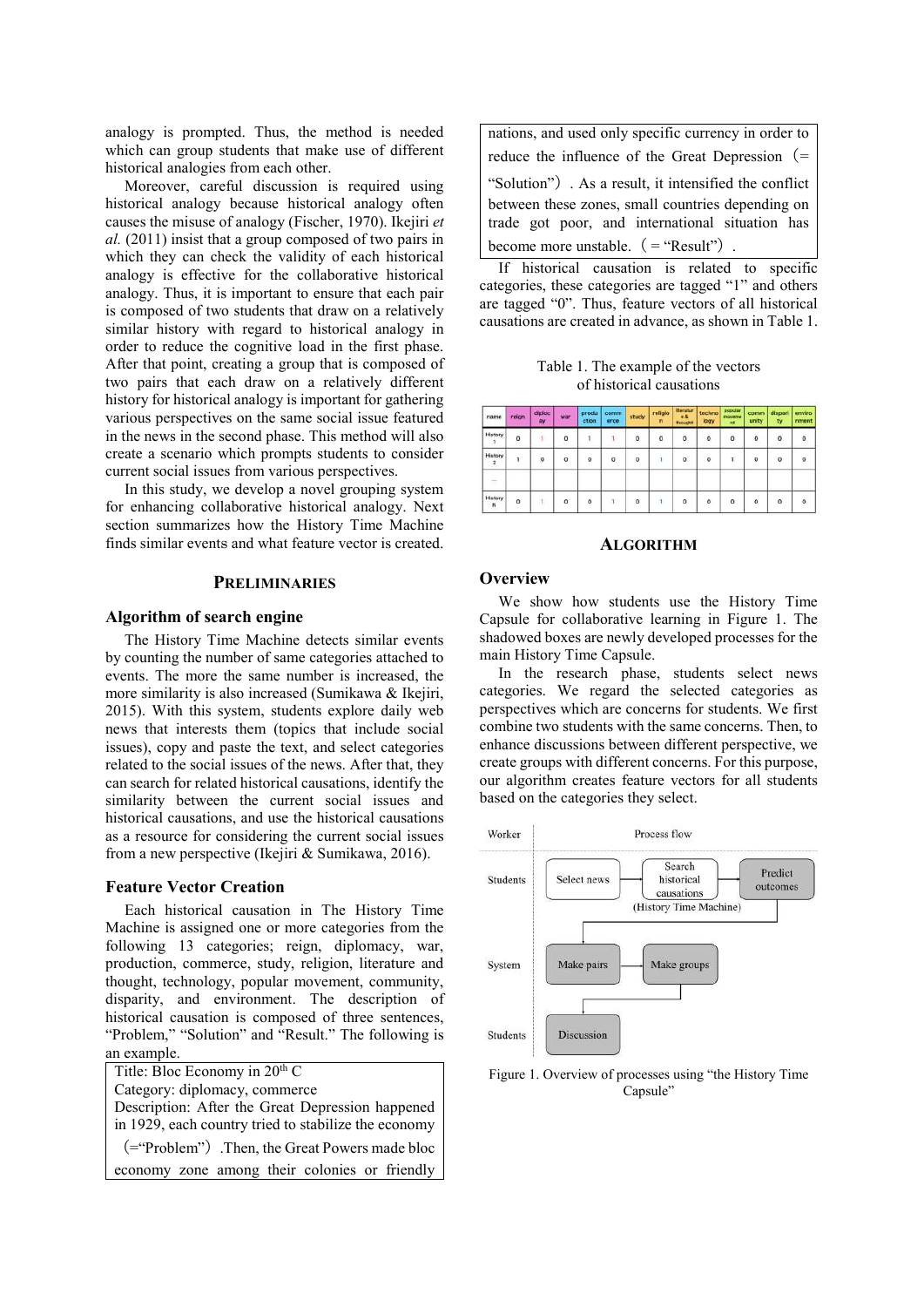analogy is prompted. Thus, the method is needed which can group students that make use of different historical analogies from each other.

Moreover, careful discussion is required using historical analogy because historical analogy often causes the misuse of analogy (Fischer, 1970). Ikejiri *et al.* (2011) insist that a group composed of two pairs in which they can check the validity of each historical analogy is effective for the collaborative historical analogy. Thus, it is important to ensure that each pair is composed of two students that draw on a relatively similar history with regard to historical analogy in order to reduce the cognitive load in the first phase. After that point, creating a group that is composed of two pairs that each draw on a relatively different history for historical analogy is important for gathering various perspectives on the same social issue featured in the news in the second phase. This method will also create a scenario which prompts students to consider current social issues from various perspectives.

In this study, we develop a novel grouping system for enhancing collaborative historical analogy. Next section summarizes how the History Time Machine finds similar events and what feature vector is created.

## PRELIMINARIES

### Algorithm of search engine

The History Time Machine detects similar events by counting the number of same categories attached to events. The more the same number is increased, the more similarity is also increased (Sumikawa & Ikejiri, 2015). With this system, students explore daily web news that interests them (topics that include social issues), copy and paste the text, and select categories related to the social issues of the news. After that, they can search for related historical causations, identify the similarity between the current social issues and historical causations, and use the historical causations as a resource for considering the current social issues from a new perspective (Ikejiri & Sumikawa, 2016).

### Feature Vector Creation

Each historical causation in The History Time Machine is assigned one or more categories from the following 13 categories; reign, diplomacy, war, production, commerce, study, religion, literature and thought, technology, popular movement, community, disparity, and environment. The description of historical causation is composed of three sentences, "Problem," "Solution" and "Result." The following is an example.

> Title: Bloc Economy in 20th C
> Category: diplomacy, commerce
> Description: After the Great Depression happened in 1929, each country tried to stabilize the economy (="Problem") .Then, the Great Powers made bloc economy zone among their colonies or friendly nations, and used only specific currency in order to reduce the influence of the Great Depression (= "Solution") . As a result, it intensified the conflict between these zones, small countries depending on trade got poor, and international situation has become more unstable. (= "Result") .

If historical causation is related to specific categories, these categories are tagged "1" and others are tagged "0". Thus, feature vectors of all historical causations are created in advance, as shown in Table 1.

Table 1. The example of the vectors of historical causations

| name | reign | diplomacy | war | production | commerce | study | religion | literature & thought | technology | popular movement | community | disparity | environment |
|---|---|---|---|---|---|---|---|---|---|---|---|---|---|
| History 1 | 0 | 1 | 0 | 1 | 1 | 0 | 0 | 0 | 0 | 0 | 0 | 0 | 0 |
| History 2 | 1 | 0 | 0 | 0 | 0 | 0 | 1 | 0 | 0 | 1 | 0 | 0 | 0 |
| ... | | | | | | | | | | | | | |
| History n | 0 | 1 | 0 | 0 | 1 | 0 | 1 | 0 | 0 | 0 | 0 | 0 | 0 |

## ALGORITHM

### Overview

We show how students use the History Time Capsule for collaborative learning in Figure 1. The shadowed boxes are newly developed processes for the main History Time Capsule.

In the research phase, students select news categories. We regard the selected categories as perspectives which are concerns for students. We first combine two students with the same concerns. Then, to enhance discussions between different perspective, we create groups with different concerns. For this purpose, our algorithm creates feature vectors for all students based on the categories they select.

Figure 1. Overview of processes using "the History Time Capsule"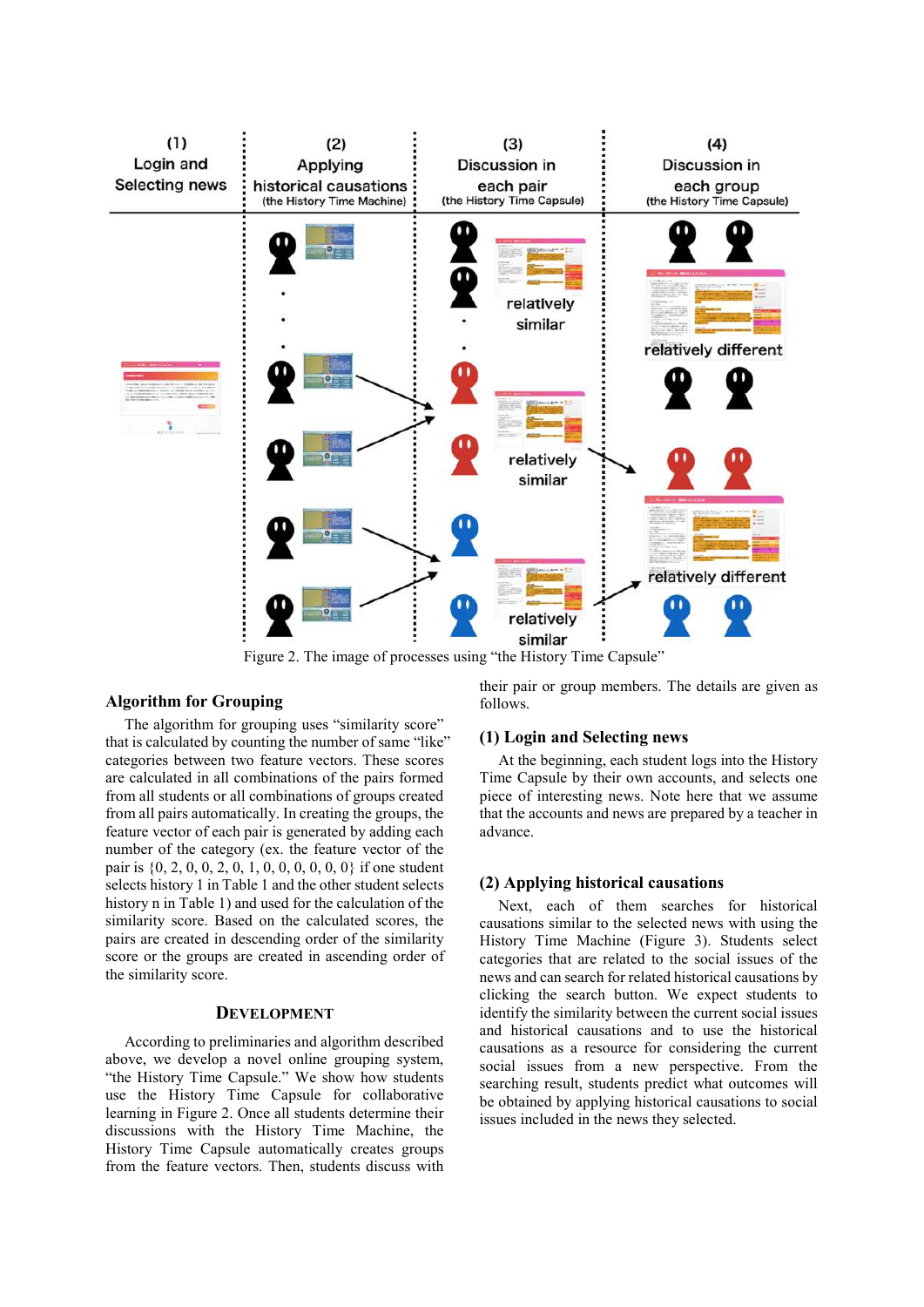Figure 2. The image of processes using "the History Time Capsule"

## Algorithm for Grouping

The algorithm for grouping uses "similarity score" that is calculated by counting the number of same "like" categories between two feature vectors. These scores are calculated in all combinations of the pairs formed from all students or all combinations of groups created from all pairs automatically. In creating the groups, the feature vector of each pair is generated by adding each number of the category (ex. the feature vector of the pair is {0, 2, 0, 0, 2, 0, 1, 0, 0, 0, 0, 0, 0} if one student selects history 1 in Table 1 and the other student selects history n in Table 1) and used for the calculation of the similarity score. Based on the calculated scores, the pairs are created in descending order of the similarity score or the groups are created in ascending order of the similarity score.

## DEVELOPMENT

According to preliminaries and algorithm described above, we develop a novel online grouping system, "the History Time Capsule." We show how students use the History Time Capsule for collaborative learning in Figure 2. Once all students determine their discussions with the History Time Machine, the History Time Capsule automatically creates groups from the feature vectors. Then, students discuss with their pair or group members. The details are given as follows.

### (1) Login and Selecting news

At the beginning, each student logs into the History Time Capsule by their own accounts, and selects one piece of interesting news. Note here that we assume that the accounts and news are prepared by a teacher in advance.

### (2) Applying historical causations

Next, each of them searches for historical causations similar to the selected news with using the History Time Machine (Figure 3). Students select categories that are related to the social issues of the news and can search for related historical causations by clicking the search button. We expect students to identify the similarity between the current social issues and historical causations and to use the historical causations as a resource for considering the current social issues from a new perspective. From the searching result, students predict what outcomes will be obtained by applying historical causations to social issues included in the news they selected.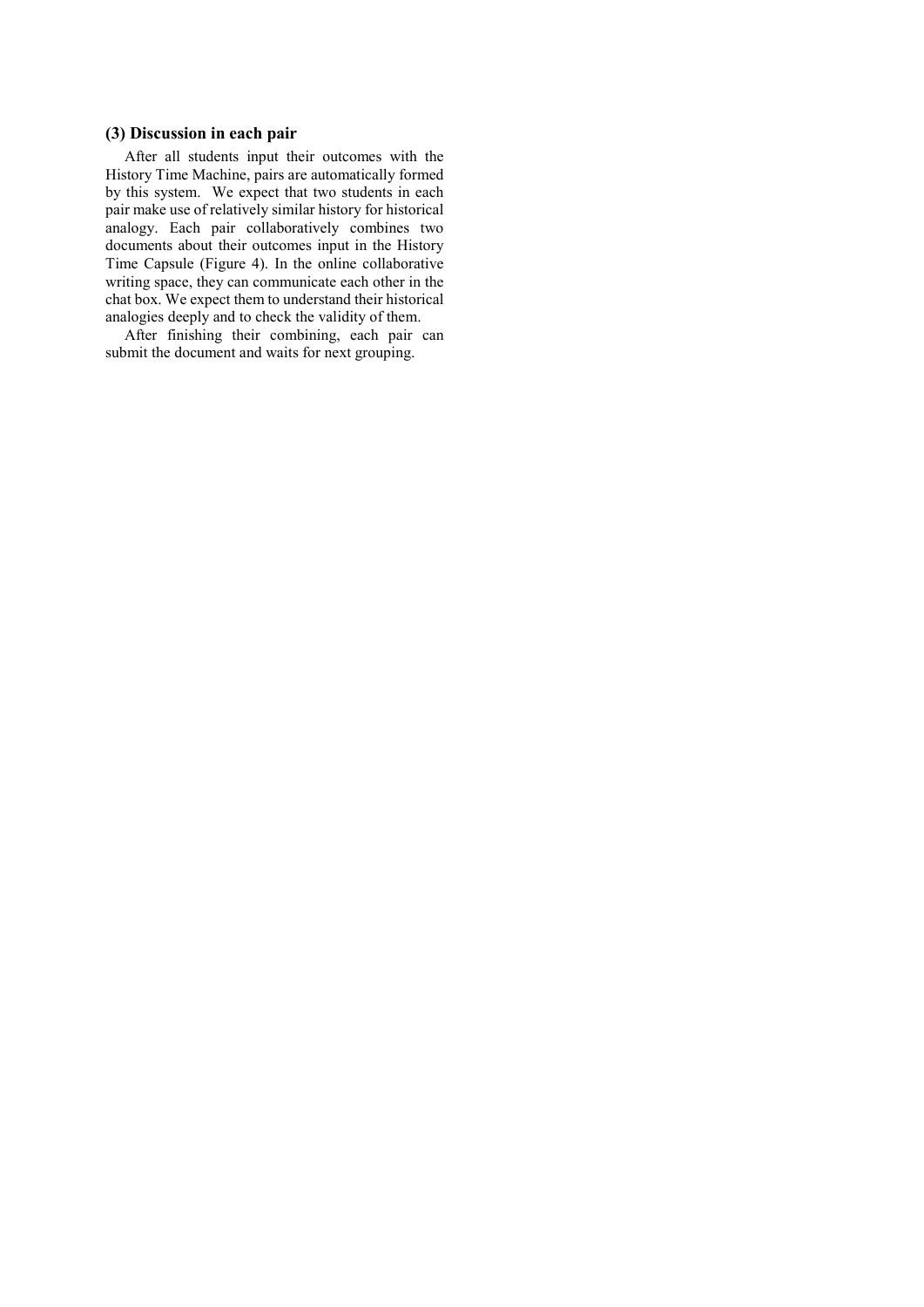### (3) Discussion in each pair

After all students input their outcomes with the History Time Machine, pairs are automatically formed by this system. We expect that two students in each pair make use of relatively similar history for historical analogy. Each pair collaboratively combines two documents about their outcomes input in the History Time Capsule (Figure 4). In the online collaborative writing space, they can communicate each other in the chat box. We expect them to understand their historical analogies deeply and to check the validity of them.

After finishing their combining, each pair can submit the document and waits for next grouping.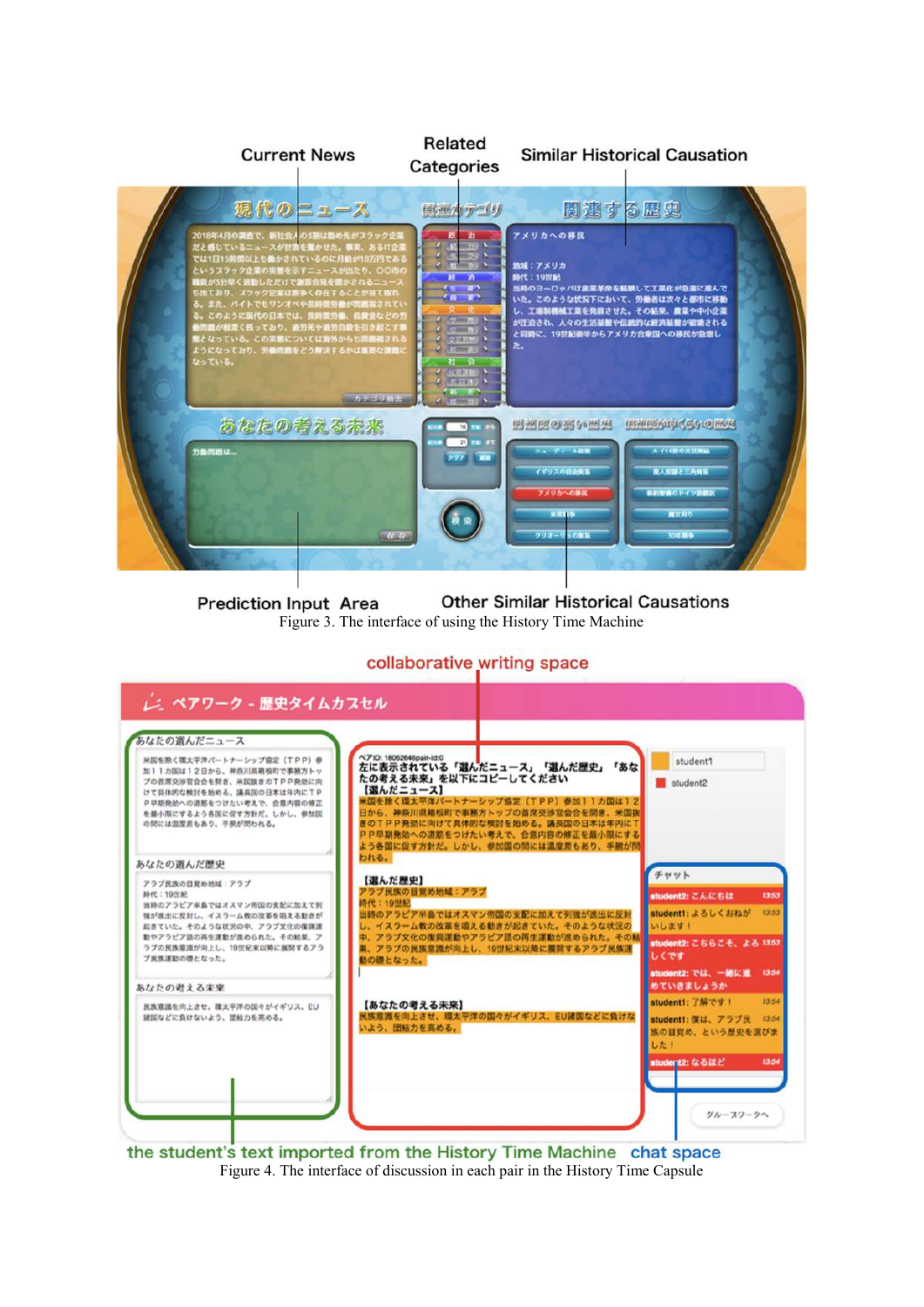Figure 3. The interface of using the History Time Machine

Figure 4. The interface of discussion in each pair in the History Time Capsule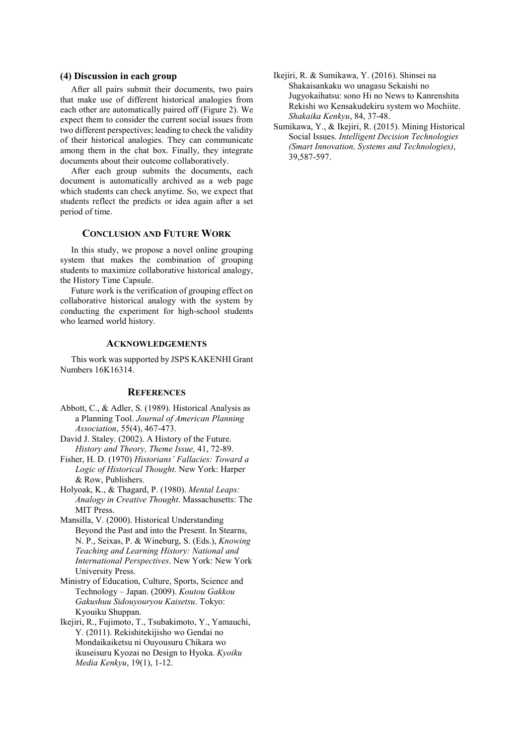### (4) Discussion in each group

After all pairs submit their documents, two pairs that make use of different historical analogies from each other are automatically paired off (Figure 2). We expect them to consider the current social issues from two different perspectives; leading to check the validity of their historical analogies. They can communicate among them in the chat box. Finally, they integrate documents about their outcome collaboratively.

After each group submits the documents, each document is automatically archived as a web page which students can check anytime. So, we expect that students reflect the predicts or idea again after a set period of time.

## CONCLUSION AND FUTURE WORK

In this study, we propose a novel online grouping system that makes the combination of grouping students to maximize collaborative historical analogy, the History Time Capsule.

Future work is the verification of grouping effect on collaborative historical analogy with the system by conducting the experiment for high-school students who learned world history.

## ACKNOWLEDGEMENTS

This work was supported by JSPS KAKENHI Grant Numbers 16K16314.

## REFERENCES

Abbott, C., & Adler, S. (1989). Historical Analysis as a Planning Tool. *Journal of American Planning Association*, 55(4), 467-473.

David J. Staley. (2002). A History of the Future. *History and Theory, Theme Issue,* 41, 72-89.

Fisher, H. D. (1970) *Historians' Fallacies: Toward a Logic of Historical Thought*. New York: Harper & Row, Publishers.

Holyoak, K., & Thagard, P. (1980). *Mental Leaps: Analogy in Creative Thought*. Massachusetts: The MIT Press.

Mansilla, V. (2000). Historical Understanding Beyond the Past and into the Present. In Stearns, N. P., Seixas, P. & Wineburg, S. (Eds.), *Knowing Teaching and Learning History: National and International Perspectives*. New York: New York University Press.

Ministry of Education, Culture, Sports, Science and Technology – Japan. (2009). *Koutou Gakkou Gakushuu Sidouyouryou Kaisetsu*. Tokyo: Kyouiku Shuppan.

Ikejiri, R., Fujimoto, T., Tsubakimoto, Y., Yamauchi, Y. (2011). Rekishitekijisho wo Gendai no Mondaikaiketsu ni Ouyousuru Chikara wo ikuseisuru Kyozai no Design to Hyoka. *Kyoiku Media Kenkyu*, 19(1), 1-12.

Ikejiri, R. & Sumikawa, Y. (2016). Shinsei na Shakaisankaku wo unagasu Sekaishi no Jugyokaihatsu: sono Hi no News to Kanrenshita Rekishi wo Kensakudekiru system wo Mochiite. *Shakaika Kenkyu*, 84, 37-48.

Sumikawa, Y., & Ikejiri, R. (2015). Mining Historical Social Issues. *Intelligent Decision Technologies (Smart Innovation, Systems and Technologies)*, 39,587-597.